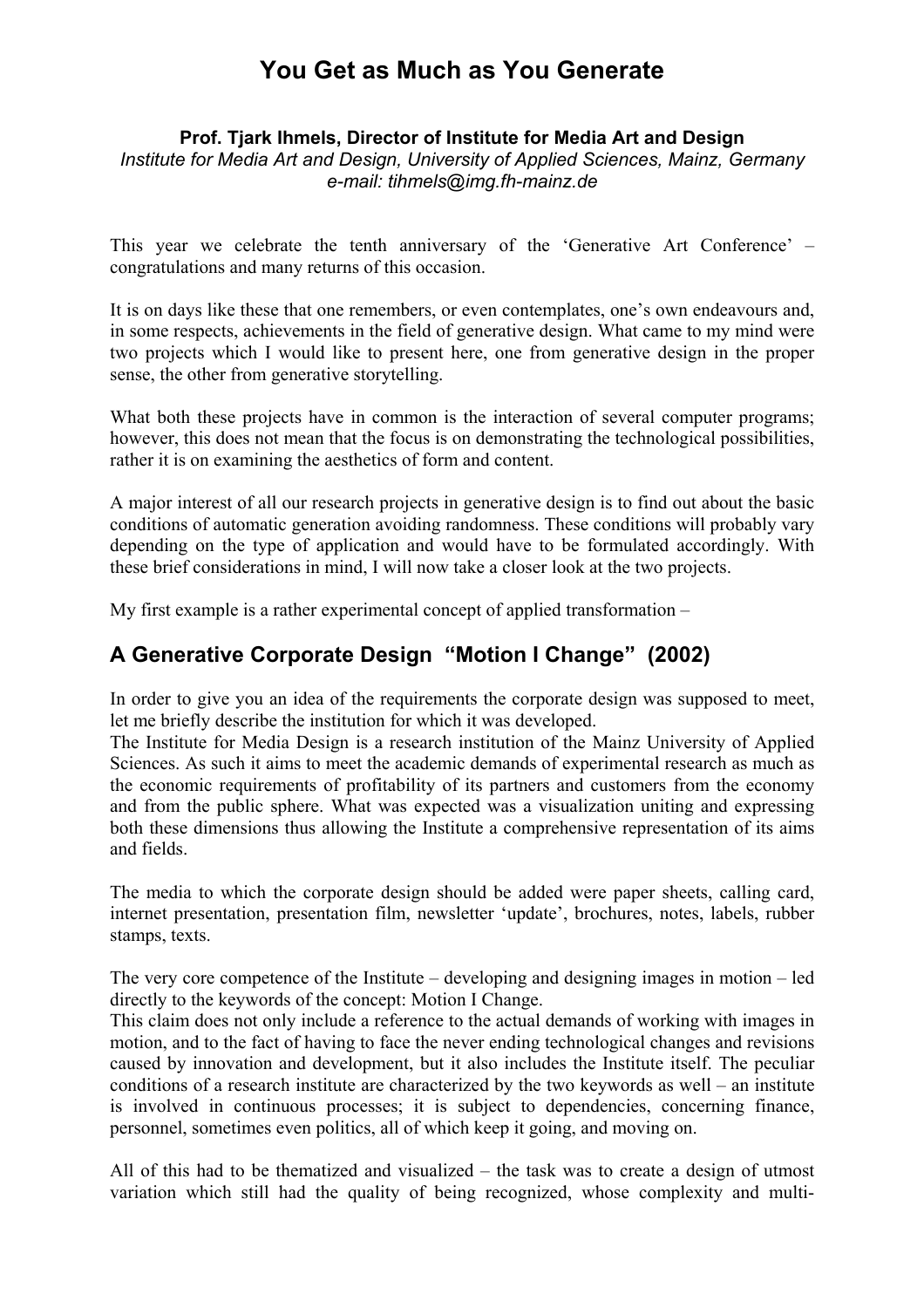# You Get as Much as You Generate

**Prof. Tjark Ihmels, Director of Institute for Media Art and Design**
*Institute for Media Art and Design, University of Applied Sciences, Mainz, Germany*
*e-mail: tihmels@img.fh-mainz.de*

This year we celebrate the tenth anniversary of the 'Generative Art Conference' – congratulations and many returns of this occasion.

It is on days like these that one remembers, or even contemplates, one's own endeavours and, in some respects, achievements in the field of generative design. What came to my mind were two projects which I would like to present here, one from generative design in the proper sense, the other from generative storytelling.

What both these projects have in common is the interaction of several computer programs; however, this does not mean that the focus is on demonstrating the technological possibilities, rather it is on examining the aesthetics of form and content.

A major interest of all our research projects in generative design is to find out about the basic conditions of automatic generation avoiding randomness. These conditions will probably vary depending on the type of application and would have to be formulated accordingly. With these brief considerations in mind, I will now take a closer look at the two projects.

My first example is a rather experimental concept of applied transformation –

## A Generative Corporate Design "Motion I Change" (2002)

In order to give you an idea of the requirements the corporate design was supposed to meet, let me briefly describe the institution for which it was developed.
The Institute for Media Design is a research institution of the Mainz University of Applied Sciences. As such it aims to meet the academic demands of experimental research as much as the economic requirements of profitability of its partners and customers from the economy and from the public sphere. What was expected was a visualization uniting and expressing both these dimensions thus allowing the Institute a comprehensive representation of its aims and fields.

The media to which the corporate design should be added were paper sheets, calling card, internet presentation, presentation film, newsletter 'update', brochures, notes, labels, rubber stamps, texts.

The very core competence of the Institute – developing and designing images in motion – led directly to the keywords of the concept: Motion I Change.
This claim does not only include a reference to the actual demands of working with images in motion, and to the fact of having to face the never ending technological changes and revisions caused by innovation and development, but it also includes the Institute itself. The peculiar conditions of a research institute are characterized by the two keywords as well – an institute is involved in continuous processes; it is subject to dependencies, concerning finance, personnel, sometimes even politics, all of which keep it going, and moving on.

All of this had to be thematized and visualized – the task was to create a design of utmost variation which still had the quality of being recognized, whose complexity and multi-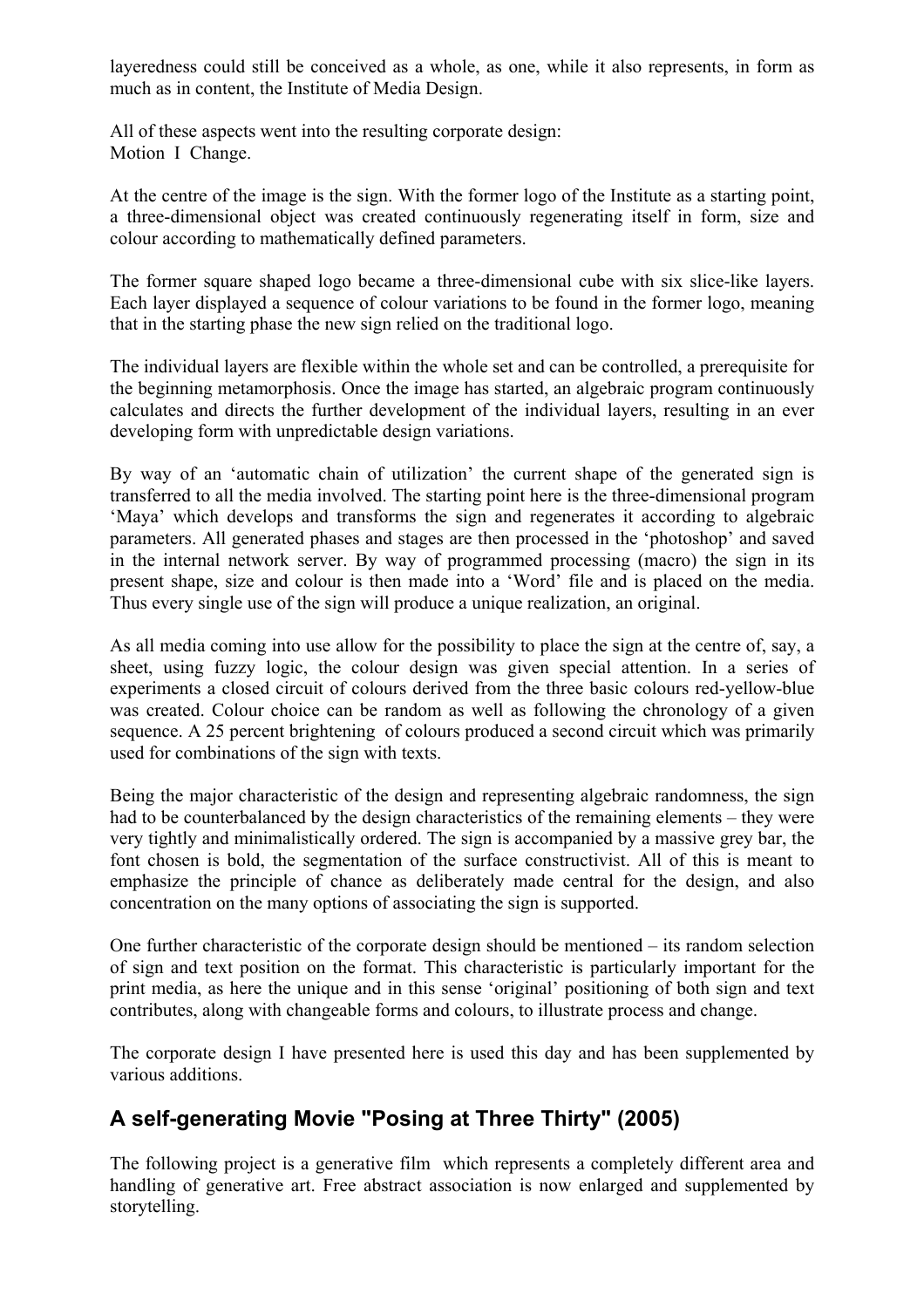layeredness could still be conceived as a whole, as one, while it also represents, in form as much as in content, the Institute of Media Design.

All of these aspects went into the resulting corporate design:
Motion I Change.

At the centre of the image is the sign. With the former logo of the Institute as a starting point, a three-dimensional object was created continuously regenerating itself in form, size and colour according to mathematically defined parameters.

The former square shaped logo became a three-dimensional cube with six slice-like layers. Each layer displayed a sequence of colour variations to be found in the former logo, meaning that in the starting phase the new sign relied on the traditional logo.

The individual layers are flexible within the whole set and can be controlled, a prerequisite for the beginning metamorphosis. Once the image has started, an algebraic program continuously calculates and directs the further development of the individual layers, resulting in an ever developing form with unpredictable design variations.

By way of an 'automatic chain of utilization' the current shape of the generated sign is transferred to all the media involved. The starting point here is the three-dimensional program 'Maya' which develops and transforms the sign and regenerates it according to algebraic parameters. All generated phases and stages are then processed in the 'photoshop' and saved in the internal network server. By way of programmed processing (macro) the sign in its present shape, size and colour is then made into a 'Word' file and is placed on the media. Thus every single use of the sign will produce a unique realization, an original.

As all media coming into use allow for the possibility to place the sign at the centre of, say, a sheet, using fuzzy logic, the colour design was given special attention. In a series of experiments a closed circuit of colours derived from the three basic colours red-yellow-blue was created. Colour choice can be random as well as following the chronology of a given sequence. A 25 percent brightening of colours produced a second circuit which was primarily used for combinations of the sign with texts.

Being the major characteristic of the design and representing algebraic randomness, the sign had to be counterbalanced by the design characteristics of the remaining elements – they were very tightly and minimalistically ordered. The sign is accompanied by a massive grey bar, the font chosen is bold, the segmentation of the surface constructivist. All of this is meant to emphasize the principle of chance as deliberately made central for the design, and also concentration on the many options of associating the sign is supported.

One further characteristic of the corporate design should be mentioned – its random selection of sign and text position on the format. This characteristic is particularly important for the print media, as here the unique and in this sense 'original' positioning of both sign and text contributes, along with changeable forms and colours, to illustrate process and change.

The corporate design I have presented here is used this day and has been supplemented by various additions.

## A self-generating Movie "Posing at Three Thirty" (2005)

The following project is a generative film which represents a completely different area and handling of generative art. Free abstract association is now enlarged and supplemented by storytelling.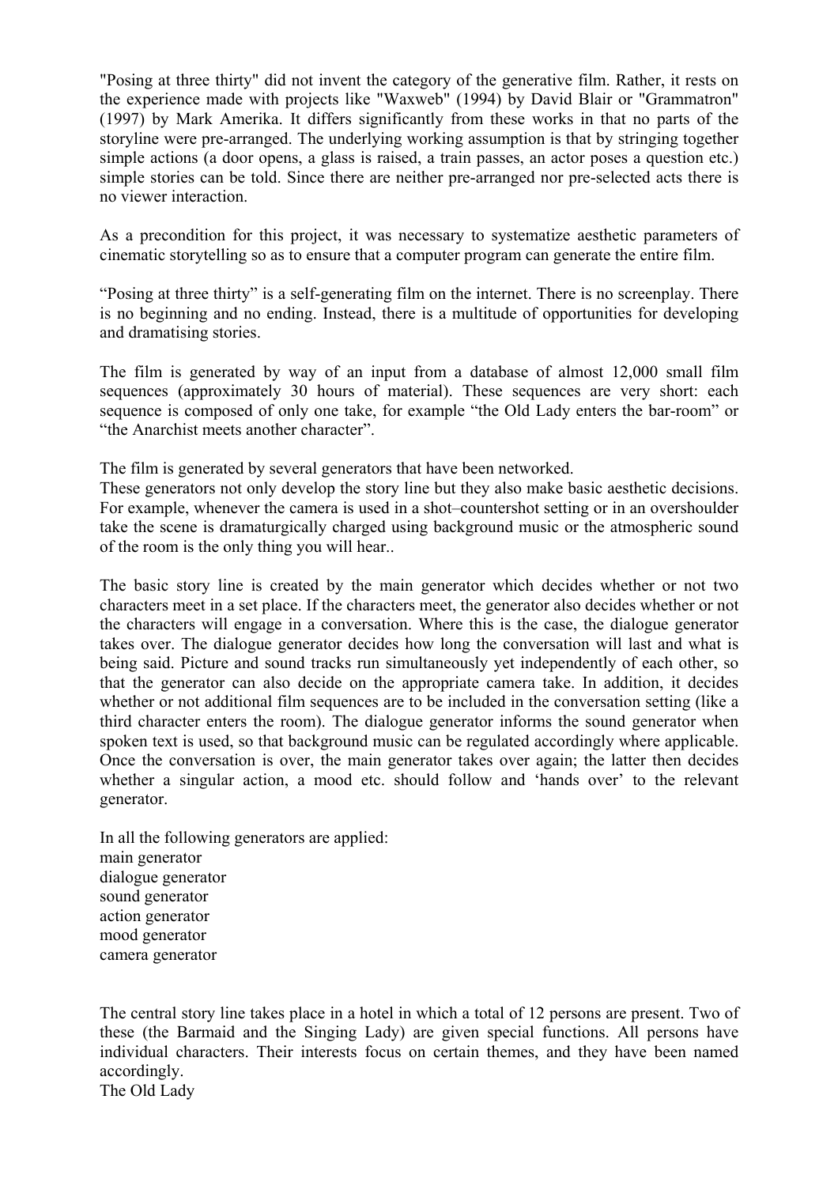"Posing at three thirty" did not invent the category of the generative film. Rather, it rests on the experience made with projects like "Waxweb" (1994) by David Blair or "Grammatron" (1997) by Mark Amerika. It differs significantly from these works in that no parts of the storyline were pre-arranged. The underlying working assumption is that by stringing together simple actions (a door opens, a glass is raised, a train passes, an actor poses a question etc.) simple stories can be told. Since there are neither pre-arranged nor pre-selected acts there is no viewer interaction.

As a precondition for this project, it was necessary to systematize aesthetic parameters of cinematic storytelling so as to ensure that a computer program can generate the entire film.

“Posing at three thirty” is a self-generating film on the internet. There is no screenplay. There is no beginning and no ending. Instead, there is a multitude of opportunities for developing and dramatising stories.

The film is generated by way of an input from a database of almost 12,000 small film sequences (approximately 30 hours of material). These sequences are very short: each sequence is composed of only one take, for example “the Old Lady enters the bar-room” or “the Anarchist meets another character”.

The film is generated by several generators that have been networked.
These generators not only develop the story line but they also make basic aesthetic decisions. For example, whenever the camera is used in a shot–countershot setting or in an overshoulder take the scene is dramaturgically charged using background music or the atmospheric sound of the room is the only thing you will hear..

The basic story line is created by the main generator which decides whether or not two characters meet in a set place. If the characters meet, the generator also decides whether or not the characters will engage in a conversation. Where this is the case, the dialogue generator takes over. The dialogue generator decides how long the conversation will last and what is being said. Picture and sound tracks run simultaneously yet independently of each other, so that the generator can also decide on the appropriate camera take. In addition, it decides whether or not additional film sequences are to be included in the conversation setting (like a third character enters the room). The dialogue generator informs the sound generator when spoken text is used, so that background music can be regulated accordingly where applicable. Once the conversation is over, the main generator takes over again; the latter then decides whether a singular action, a mood etc. should follow and ‘hands over’ to the relevant generator.

In all the following generators are applied:
main generator
dialogue generator
sound generator
action generator
mood generator
camera generator

The central story line takes place in a hotel in which a total of 12 persons are present. Two of these (the Barmaid and the Singing Lady) are given special functions. All persons have individual characters. Their interests focus on certain themes, and they have been named accordingly.
The Old Lady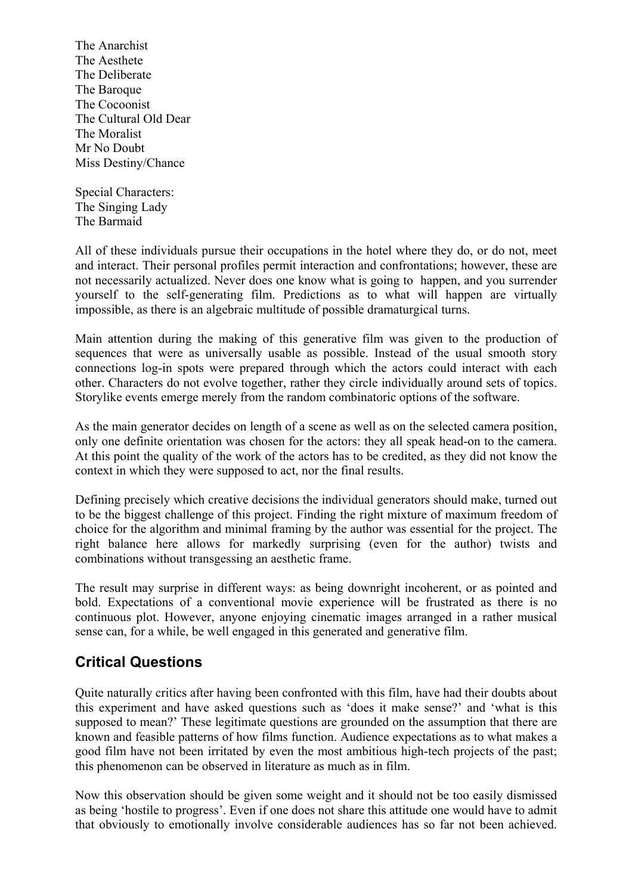The Anarchist  
The Aesthete  
The Deliberate  
The Baroque  
The Cocoonist  
The Cultural Old Dear  
The Moralist  
Mr No Doubt  
Miss Destiny/Chance

Special Characters:  
The Singing Lady  
The Barmaid

All of these individuals pursue their occupations in the hotel where they do, or do not, meet and interact. Their personal profiles permit interaction and confrontations; however, these are not necessarily actualized. Never does one know what is going to happen, and you surrender yourself to the self-generating film. Predictions as to what will happen are virtually impossible, as there is an algebraic multitude of possible dramaturgical turns.

Main attention during the making of this generative film was given to the production of sequences that were as universally usable as possible. Instead of the usual smooth story connections log-in spots were prepared through which the actors could interact with each other. Characters do not evolve together, rather they circle individually around sets of topics. Storylike events emerge merely from the random combinatoric options of the software.

As the main generator decides on length of a scene as well as on the selected camera position, only one definite orientation was chosen for the actors: they all speak head-on to the camera. At this point the quality of the work of the actors has to be credited, as they did not know the context in which they were supposed to act, nor the final results.

Defining precisely which creative decisions the individual generators should make, turned out to be the biggest challenge of this project. Finding the right mixture of maximum freedom of choice for the algorithm and minimal framing by the author was essential for the project. The right balance here allows for markedly surprising (even for the author) twists and combinations without transgessing an aesthetic frame.

The result may surprise in different ways: as being downright incoherent, or as pointed and bold. Expectations of a conventional movie experience will be frustrated as there is no continuous plot. However, anyone enjoying cinematic images arranged in a rather musical sense can, for a while, be well engaged in this generated and generative film.

## Critical Questions

Quite naturally critics after having been confronted with this film, have had their doubts about this experiment and have asked questions such as 'does it make sense?' and 'what is this supposed to mean?' These legitimate questions are grounded on the assumption that there are known and feasible patterns of how films function. Audience expectations as to what makes a good film have not been irritated by even the most ambitious high-tech projects of the past; this phenomenon can be observed in literature as much as in film.

Now this observation should be given some weight and it should not be too easily dismissed as being 'hostile to progress'. Even if one does not share this attitude one would have to admit that obviously to emotionally involve considerable audiences has so far not been achieved.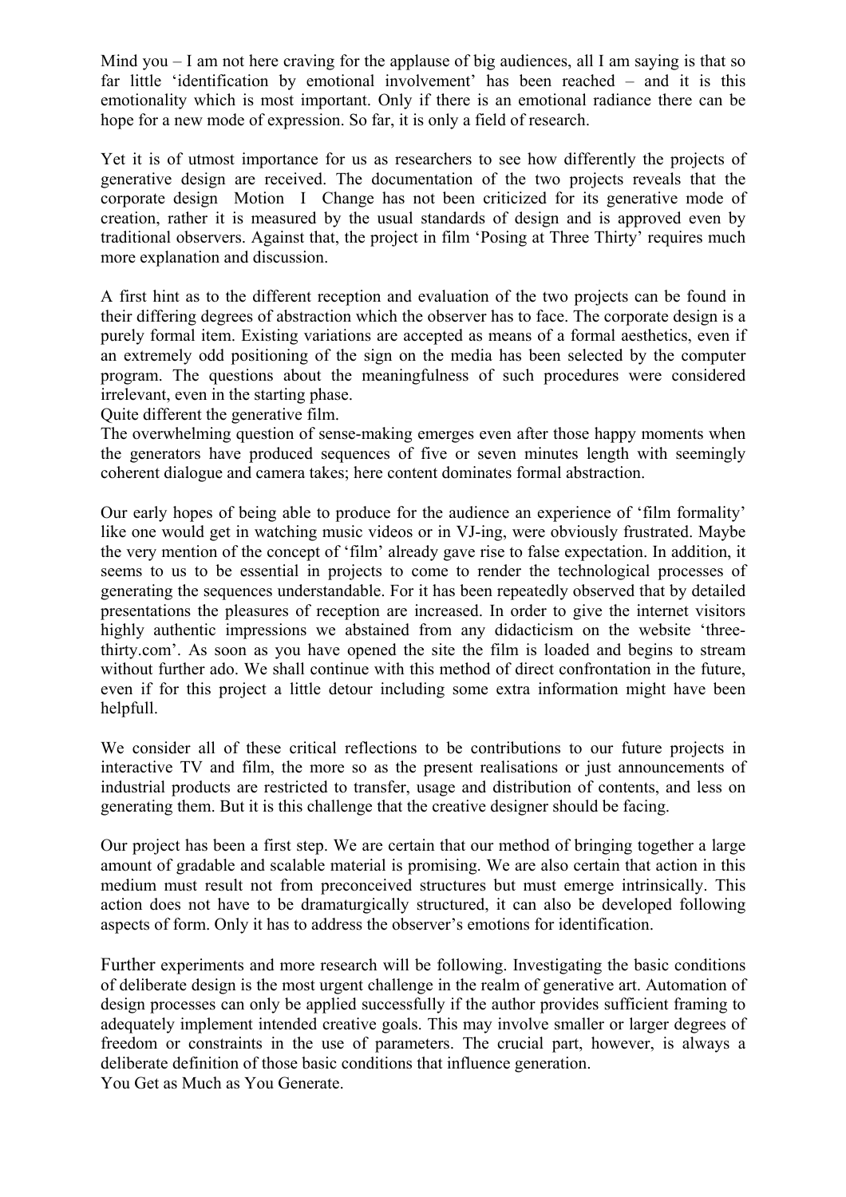Mind you – I am not here craving for the applause of big audiences, all I am saying is that so far little 'identification by emotional involvement' has been reached – and it is this emotionality which is most important. Only if there is an emotional radiance there can be hope for a new mode of expression. So far, it is only a field of research.

Yet it is of utmost importance for us as researchers to see how differently the projects of generative design are received. The documentation of the two projects reveals that the corporate design Motion I Change has not been criticized for its generative mode of creation, rather it is measured by the usual standards of design and is approved even by traditional observers. Against that, the project in film 'Posing at Three Thirty' requires much more explanation and discussion.

A first hint as to the different reception and evaluation of the two projects can be found in their differing degrees of abstraction which the observer has to face. The corporate design is a purely formal item. Existing variations are accepted as means of a formal aesthetics, even if an extremely odd positioning of the sign on the media has been selected by the computer program. The questions about the meaningfulness of such procedures were considered irrelevant, even in the starting phase.
Quite different the generative film.
The overwhelming question of sense-making emerges even after those happy moments when the generators have produced sequences of five or seven minutes length with seemingly coherent dialogue and camera takes; here content dominates formal abstraction.

Our early hopes of being able to produce for the audience an experience of 'film formality' like one would get in watching music videos or in VJ-ing, were obviously frustrated. Maybe the very mention of the concept of 'film' already gave rise to false expectation. In addition, it seems to us to be essential in projects to come to render the technological processes of generating the sequences understandable. For it has been repeatedly observed that by detailed presentations the pleasures of reception are increased. In order to give the internet visitors highly authentic impressions we abstained from any didacticism on the website 'three-thirty.com'. As soon as you have opened the site the film is loaded and begins to stream without further ado. We shall continue with this method of direct confrontation in the future, even if for this project a little detour including some extra information might have been helpfull.

We consider all of these critical reflections to be contributions to our future projects in interactive TV and film, the more so as the present realisations or just announcements of industrial products are restricted to transfer, usage and distribution of contents, and less on generating them. But it is this challenge that the creative designer should be facing.

Our project has been a first step. We are certain that our method of bringing together a large amount of gradable and scalable material is promising. We are also certain that action in this medium must result not from preconceived structures but must emerge intrinsically. This action does not have to be dramaturgically structured, it can also be developed following aspects of form. Only it has to address the observer's emotions for identification.

Further experiments and more research will be following. Investigating the basic conditions of deliberate design is the most urgent challenge in the realm of generative art. Automation of design processes can only be applied successfully if the author provides sufficient framing to adequately implement intended creative goals. This may involve smaller or larger degrees of freedom or constraints in the use of parameters. The crucial part, however, is always a deliberate definition of those basic conditions that influence generation.
You Get as Much as You Generate.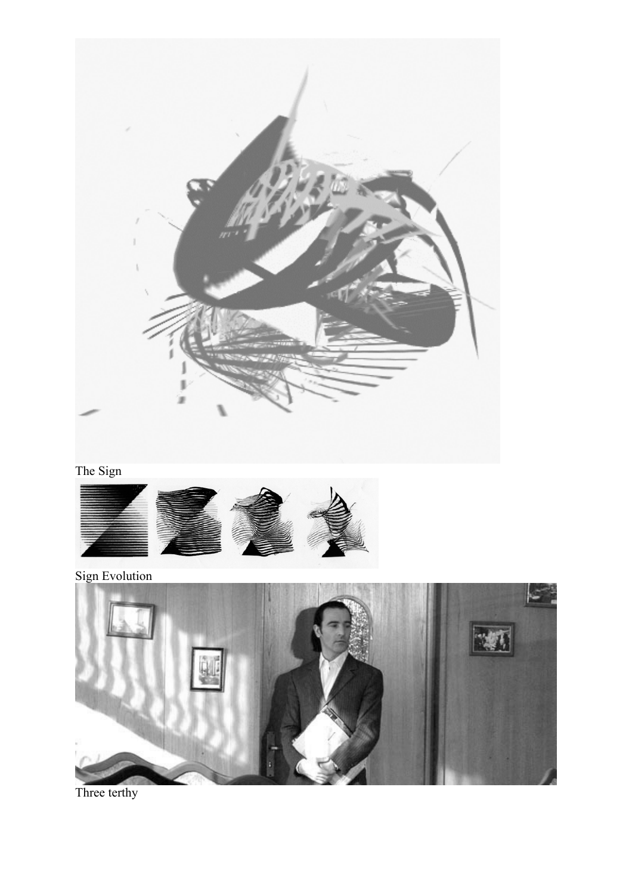The Sign

Sign Evolution

Three terthy